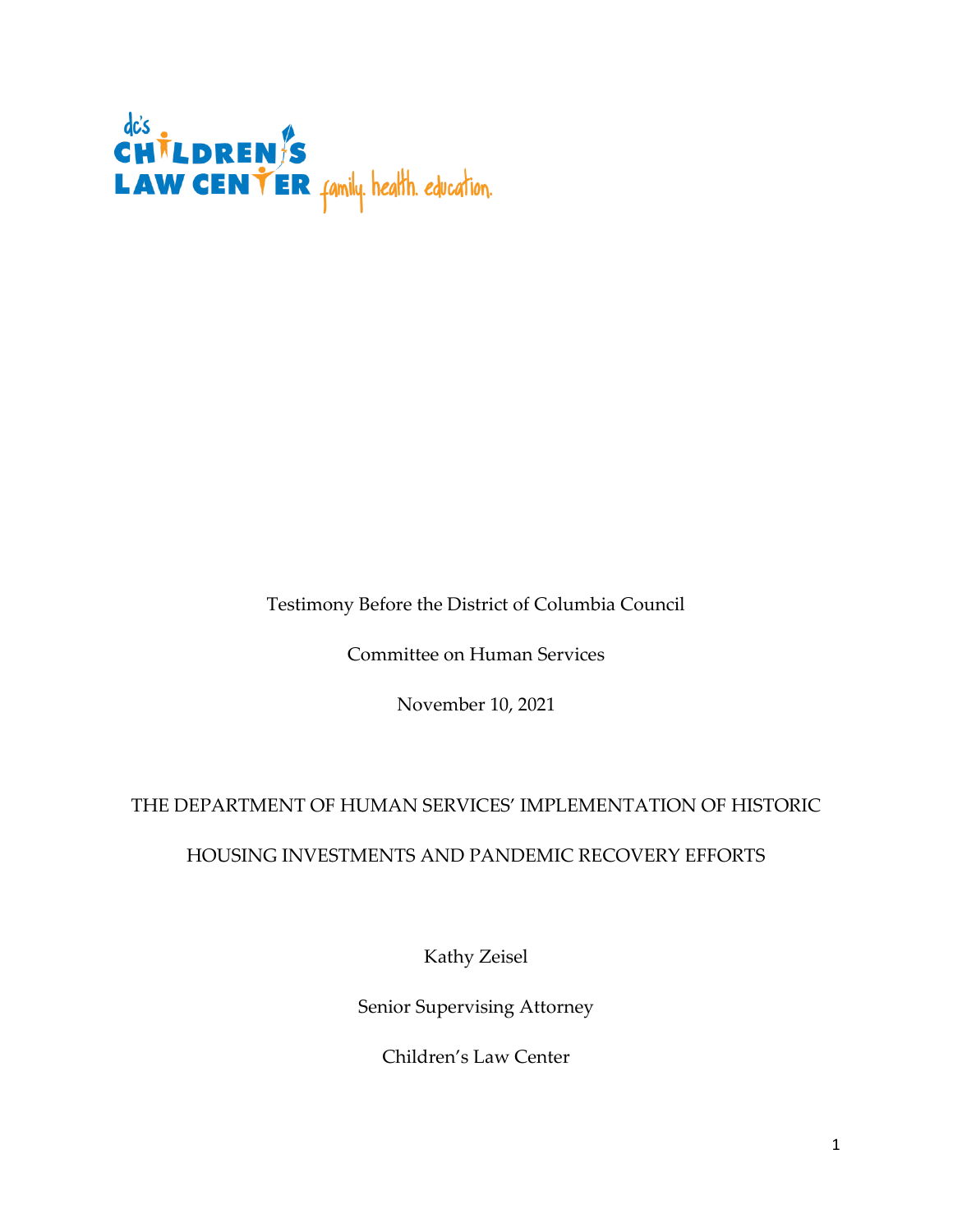dc's CHILDREN'S LAW CENTER family. health. education.

Testimony Before the District of Columbia Council

Committee on Human Services

November 10, 2021

THE DEPARTMENT OF HUMAN SERVICES' IMPLEMENTATION OF HISTORIC HOUSING INVESTMENTS AND PANDEMIC RECOVERY EFFORTS

Kathy Zeisel

Senior Supervising Attorney

Children's Law Center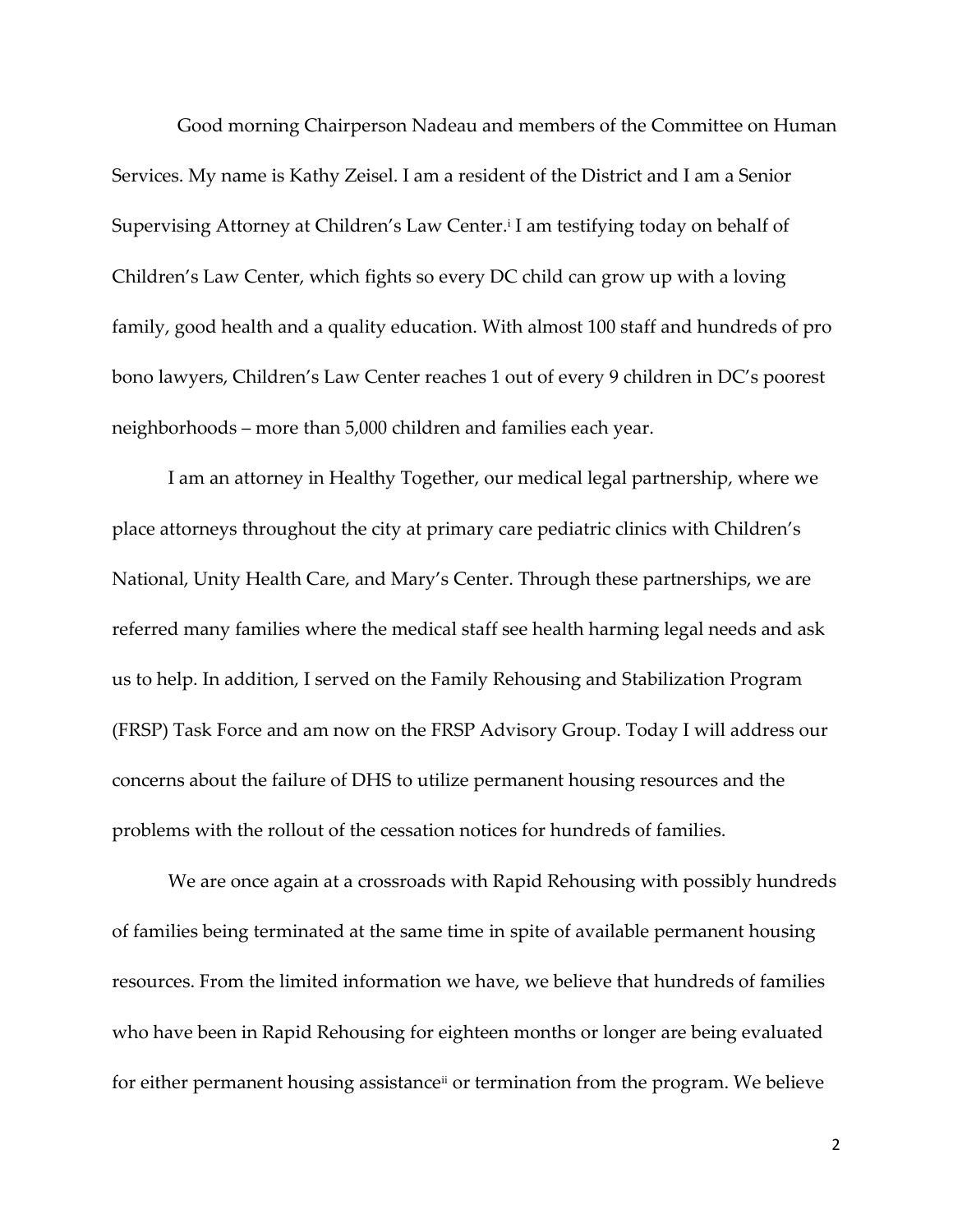Good morning Chairperson Nadeau and members of the Committee on Human Services. My name is Kathy Zeisel. I am a resident of the District and I am a Senior Supervising Attorney at Children's Law Center.[i] I am testifying today on behalf of Children's Law Center, which fights so every DC child can grow up with a loving family, good health and a quality education. With almost 100 staff and hundreds of pro bono lawyers, Children's Law Center reaches 1 out of every 9 children in DC's poorest neighborhoods – more than 5,000 children and families each year.

I am an attorney in Healthy Together, our medical legal partnership, where we place attorneys throughout the city at primary care pediatric clinics with Children's National, Unity Health Care, and Mary's Center. Through these partnerships, we are referred many families where the medical staff see health harming legal needs and ask us to help. In addition, I served on the Family Rehousing and Stabilization Program (FRSP) Task Force and am now on the FRSP Advisory Group. Today I will address our concerns about the failure of DHS to utilize permanent housing resources and the problems with the rollout of the cessation notices for hundreds of families.

We are once again at a crossroads with Rapid Rehousing with possibly hundreds of families being terminated at the same time in spite of available permanent housing resources. From the limited information we have, we believe that hundreds of families who have been in Rapid Rehousing for eighteen months or longer are being evaluated for either permanent housing assistance[ii] or termination from the program. We believe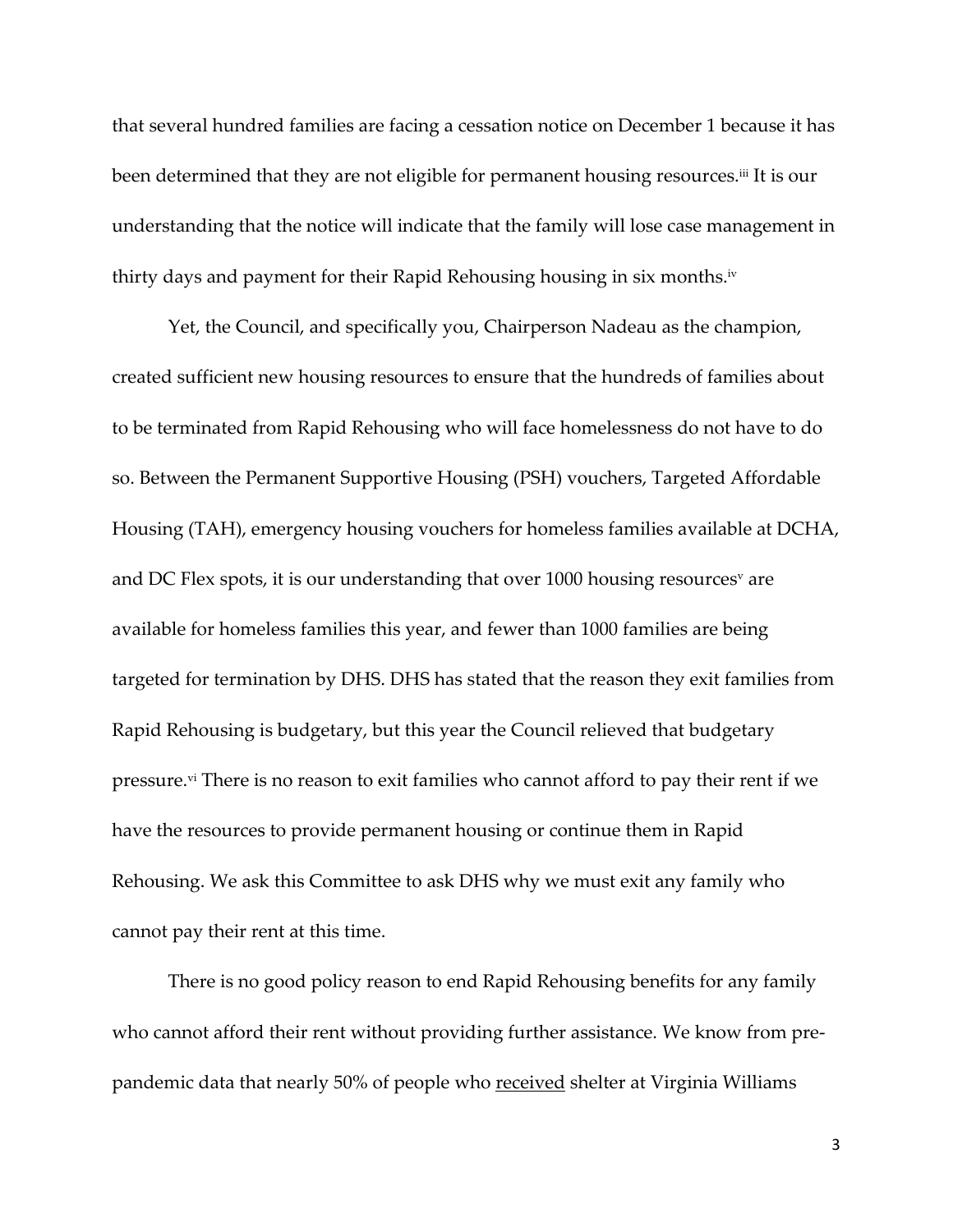that several hundred families are facing a cessation notice on December 1 because it has been determined that they are not eligible for permanent housing resources.[iii] It is our understanding that the notice will indicate that the family will lose case management in thirty days and payment for their Rapid Rehousing housing in six months.[iv]

Yet, the Council, and specifically you, Chairperson Nadeau as the champion, created sufficient new housing resources to ensure that the hundreds of families about to be terminated from Rapid Rehousing who will face homelessness do not have to do so. Between the Permanent Supportive Housing (PSH) vouchers, Targeted Affordable Housing (TAH), emergency housing vouchers for homeless families available at DCHA, and DC Flex spots, it is our understanding that over 1000 housing resources[v] are available for homeless families this year, and fewer than 1000 families are being targeted for termination by DHS. DHS has stated that the reason they exit families from Rapid Rehousing is budgetary, but this year the Council relieved that budgetary pressure.[vi] There is no reason to exit families who cannot afford to pay their rent if we have the resources to provide permanent housing or continue them in Rapid Rehousing. We ask this Committee to ask DHS why we must exit any family who cannot pay their rent at this time.

There is no good policy reason to end Rapid Rehousing benefits for any family who cannot afford their rent without providing further assistance. We know from pre-pandemic data that nearly 50% of people who <u>received</u> shelter at Virginia Williams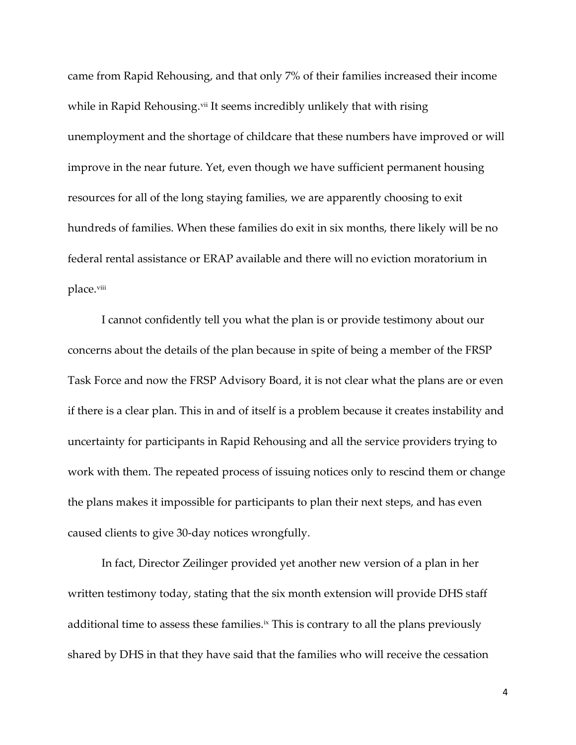came from Rapid Rehousing, and that only 7% of their families increased their income while in Rapid Rehousing.[vii] It seems incredibly unlikely that with rising unemployment and the shortage of childcare that these numbers have improved or will improve in the near future. Yet, even though we have sufficient permanent housing resources for all of the long staying families, we are apparently choosing to exit hundreds of families. When these families do exit in six months, there likely will be no federal rental assistance or ERAP available and there will no eviction moratorium in place.[viii]

I cannot confidently tell you what the plan is or provide testimony about our concerns about the details of the plan because in spite of being a member of the FRSP Task Force and now the FRSP Advisory Board, it is not clear what the plans are or even if there is a clear plan. This in and of itself is a problem because it creates instability and uncertainty for participants in Rapid Rehousing and all the service providers trying to work with them. The repeated process of issuing notices only to rescind them or change the plans makes it impossible for participants to plan their next steps, and has even caused clients to give 30-day notices wrongfully.

In fact, Director Zeilinger provided yet another new version of a plan in her written testimony today, stating that the six month extension will provide DHS staff additional time to assess these families.[ix] This is contrary to all the plans previously shared by DHS in that they have said that the families who will receive the cessation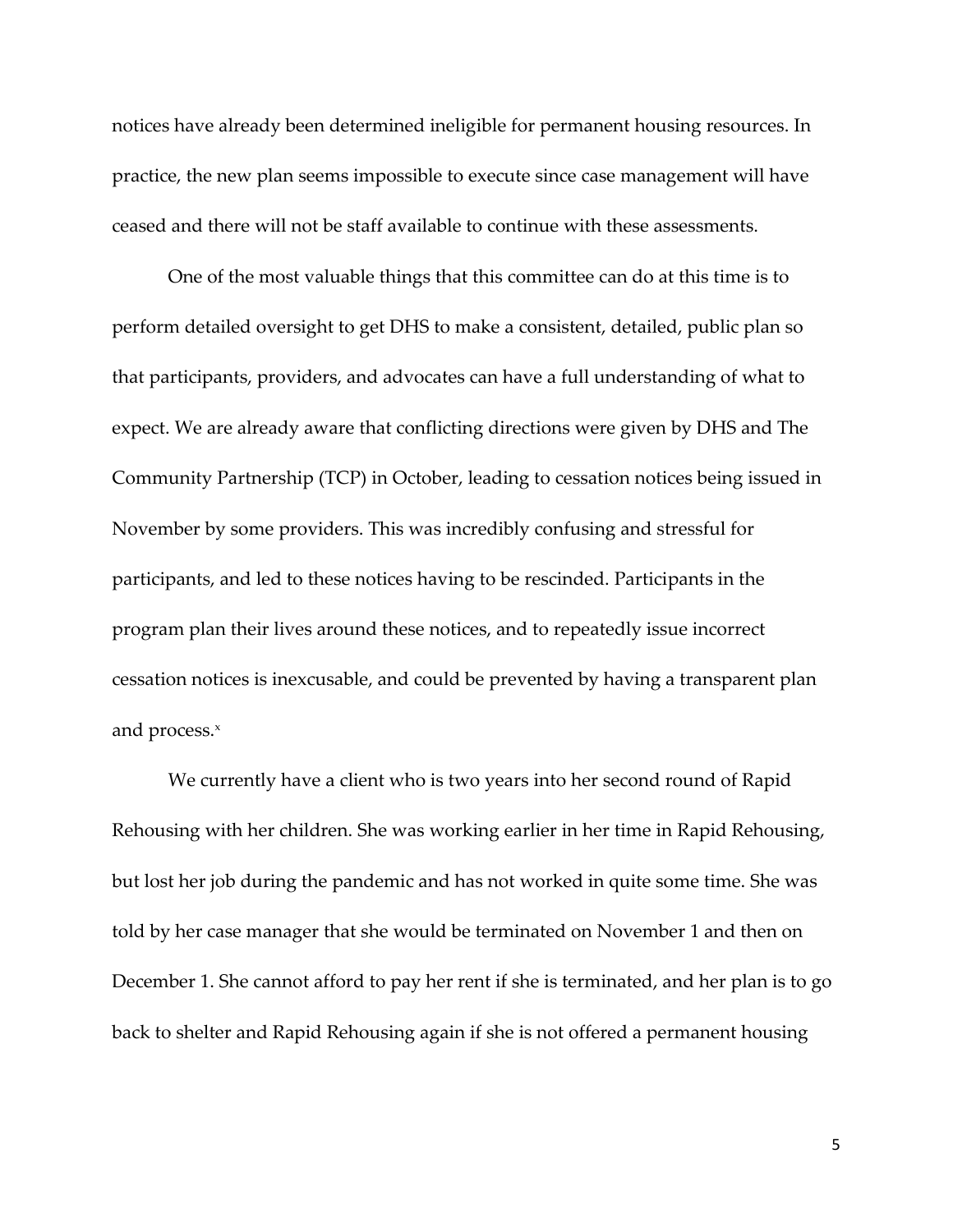notices have already been determined ineligible for permanent housing resources. In practice, the new plan seems impossible to execute since case management will have ceased and there will not be staff available to continue with these assessments.

One of the most valuable things that this committee can do at this time is to perform detailed oversight to get DHS to make a consistent, detailed, public plan so that participants, providers, and advocates can have a full understanding of what to expect. We are already aware that conflicting directions were given by DHS and The Community Partnership (TCP) in October, leading to cessation notices being issued in November by some providers. This was incredibly confusing and stressful for participants, and led to these notices having to be rescinded. Participants in the program plan their lives around these notices, and to repeatedly issue incorrect cessation notices is inexcusable, and could be prevented by having a transparent plan and process.[x]

We currently have a client who is two years into her second round of Rapid Rehousing with her children. She was working earlier in her time in Rapid Rehousing, but lost her job during the pandemic and has not worked in quite some time. She was told by her case manager that she would be terminated on November 1 and then on December 1. She cannot afford to pay her rent if she is terminated, and her plan is to go back to shelter and Rapid Rehousing again if she is not offered a permanent housing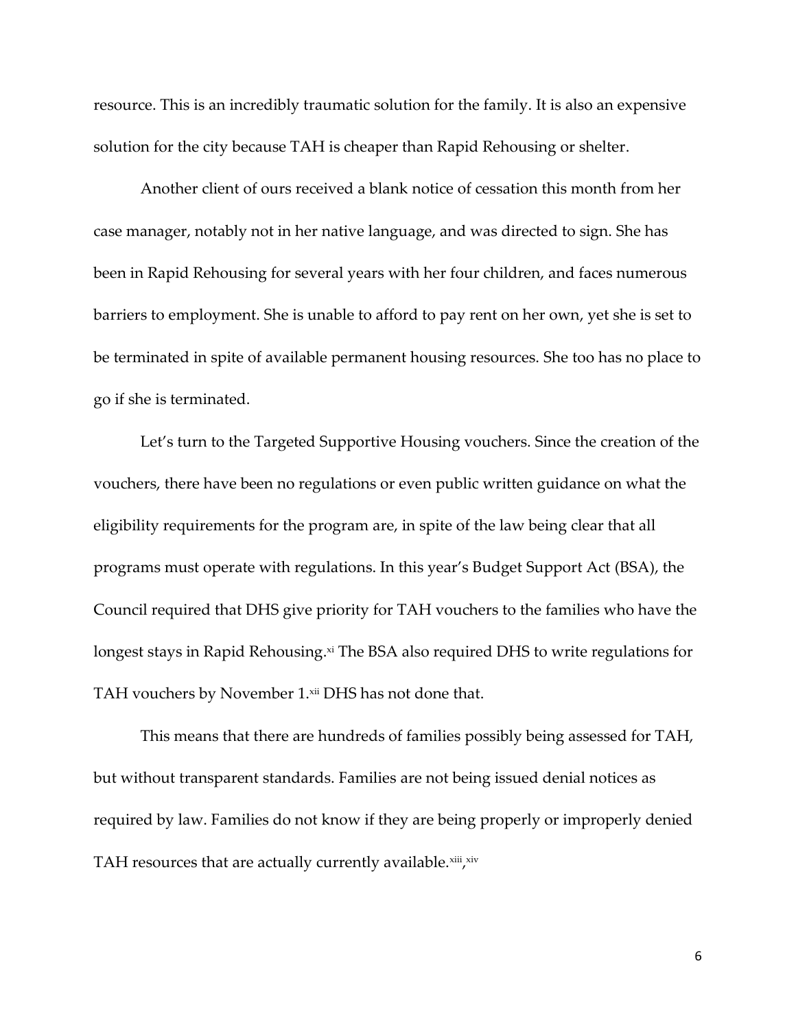resource. This is an incredibly traumatic solution for the family. It is also an expensive solution for the city because TAH is cheaper than Rapid Rehousing or shelter.

Another client of ours received a blank notice of cessation this month from her case manager, notably not in her native language, and was directed to sign. She has been in Rapid Rehousing for several years with her four children, and faces numerous barriers to employment. She is unable to afford to pay rent on her own, yet she is set to be terminated in spite of available permanent housing resources. She too has no place to go if she is terminated.

Let's turn to the Targeted Supportive Housing vouchers. Since the creation of the vouchers, there have been no regulations or even public written guidance on what the eligibility requirements for the program are, in spite of the law being clear that all programs must operate with regulations. In this year's Budget Support Act (BSA), the Council required that DHS give priority for TAH vouchers to the families who have the longest stays in Rapid Rehousing.[xi] The BSA also required DHS to write regulations for TAH vouchers by November 1.[xii] DHS has not done that.

This means that there are hundreds of families possibly being assessed for TAH, but without transparent standards. Families are not being issued denial notices as required by law. Families do not know if they are being properly or improperly denied TAH resources that are actually currently available.[xiii],[xiv]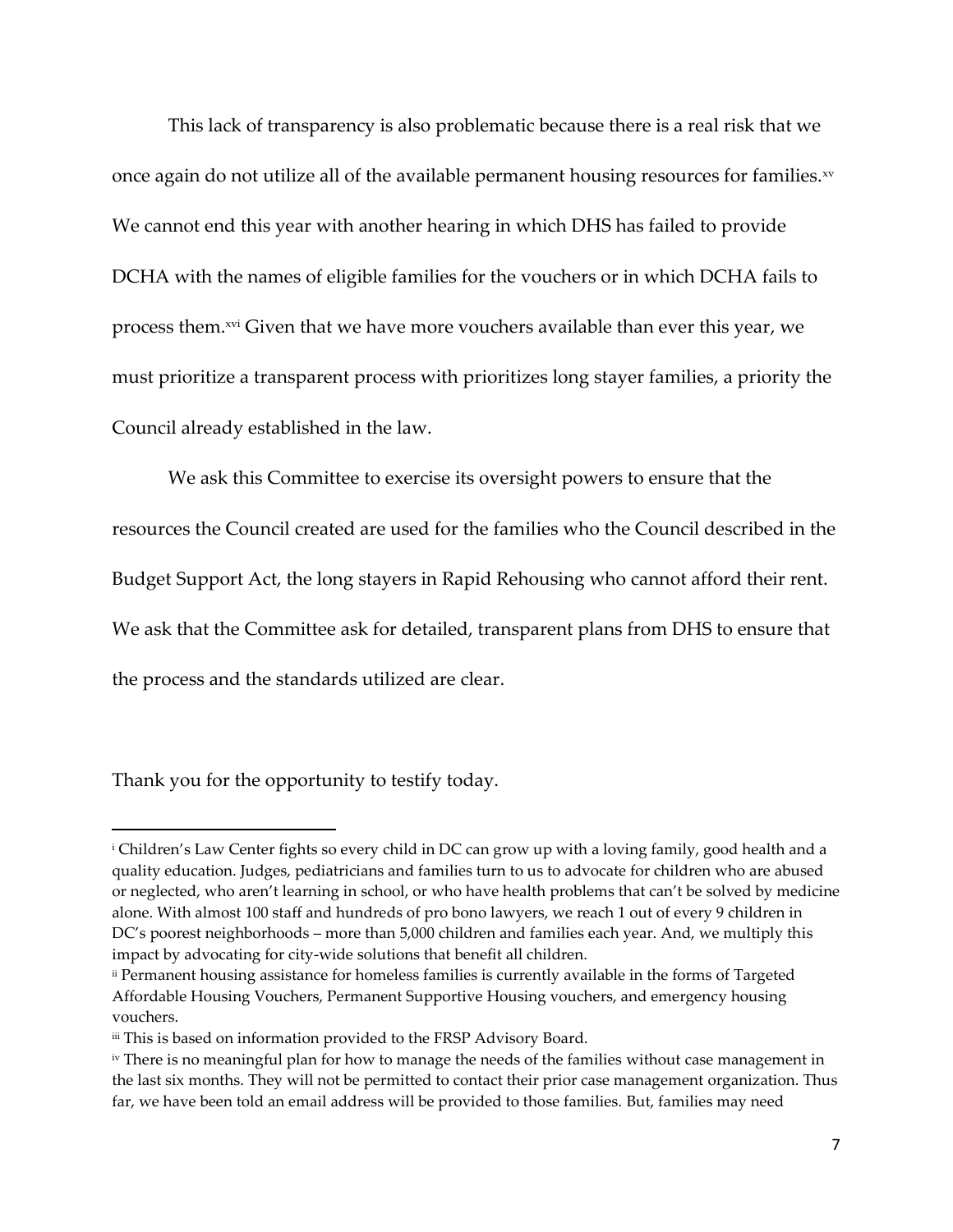This lack of transparency is also problematic because there is a real risk that we once again do not utilize all of the available permanent housing resources for families.[xv] We cannot end this year with another hearing in which DHS has failed to provide DCHA with the names of eligible families for the vouchers or in which DCHA fails to process them.[xvi] Given that we have more vouchers available than ever this year, we must prioritize a transparent process with prioritizes long stayer families, a priority the Council already established in the law.

We ask this Committee to exercise its oversight powers to ensure that the resources the Council created are used for the families who the Council described in the Budget Support Act, the long stayers in Rapid Rehousing who cannot afford their rent. We ask that the Committee ask for detailed, transparent plans from DHS to ensure that the process and the standards utilized are clear.

Thank you for the opportunity to testify today.

---

[i] Children's Law Center fights so every child in DC can grow up with a loving family, good health and a quality education. Judges, pediatricians and families turn to us to advocate for children who are abused or neglected, who aren't learning in school, or who have health problems that can't be solved by medicine alone. With almost 100 staff and hundreds of pro bono lawyers, we reach 1 out of every 9 children in DC's poorest neighborhoods – more than 5,000 children and families each year. And, we multiply this impact by advocating for city-wide solutions that benefit all children.

[ii] Permanent housing assistance for homeless families is currently available in the forms of Targeted Affordable Housing Vouchers, Permanent Supportive Housing vouchers, and emergency housing vouchers.

[iii] This is based on information provided to the FRSP Advisory Board.

[iv] There is no meaningful plan for how to manage the needs of the families without case management in the last six months. They will not be permitted to contact their prior case management organization. Thus far, we have been told an email address will be provided to those families. But, families may need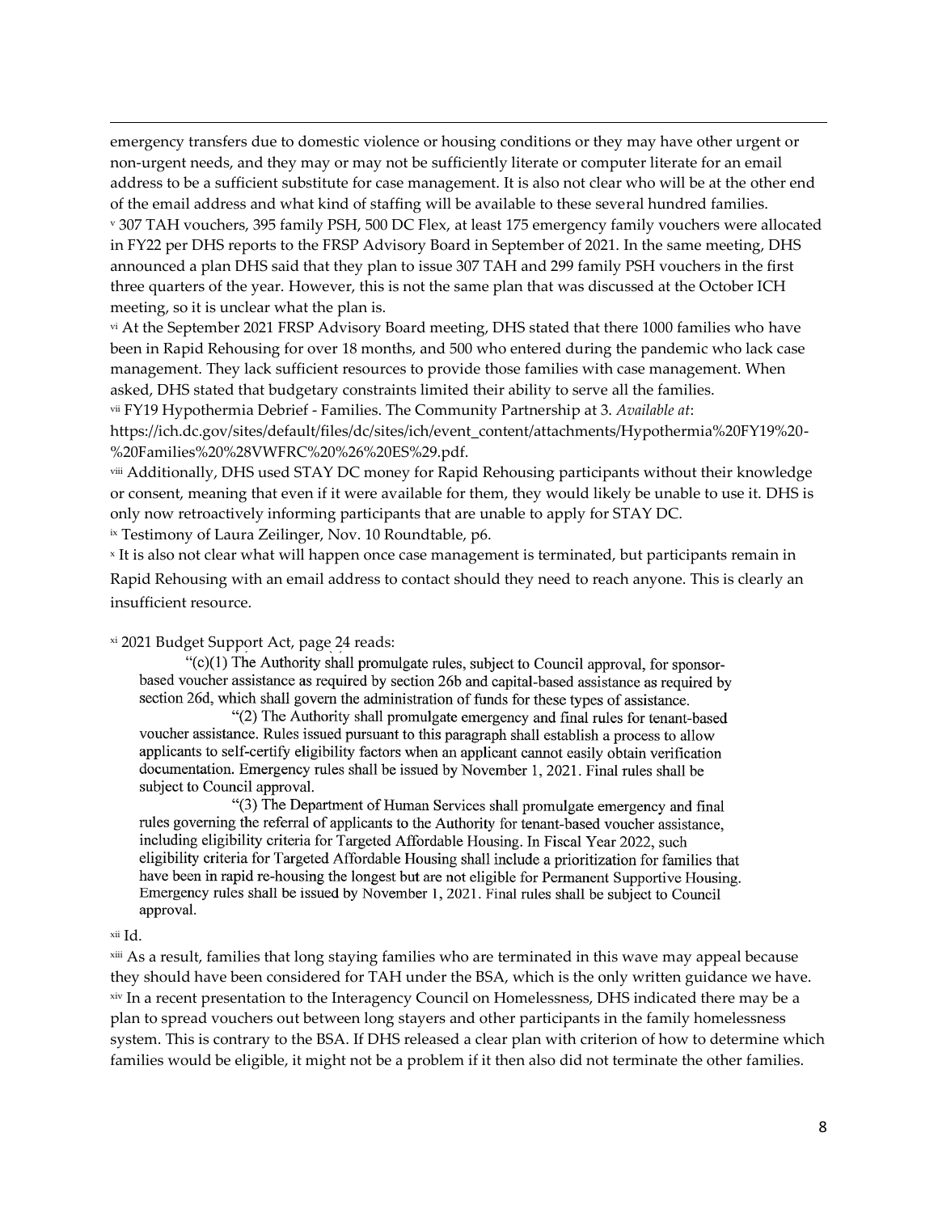emergency transfers due to domestic violence or housing conditions or they may have other urgent or non-urgent needs, and they may or may not be sufficiently literate or computer literate for an email address to be a sufficient substitute for case management. It is also not clear who will be at the other end of the email address and what kind of staffing will be available to these several hundred families.

[v] 307 TAH vouchers, 395 family PSH, 500 DC Flex, at least 175 emergency family vouchers were allocated in FY22 per DHS reports to the FRSP Advisory Board in September of 2021. In the same meeting, DHS announced a plan DHS said that they plan to issue 307 TAH and 299 family PSH vouchers in the first three quarters of the year. However, this is not the same plan that was discussed at the October ICH meeting, so it is unclear what the plan is.

[vi] At the September 2021 FRSP Advisory Board meeting, DHS stated that there 1000 families who have been in Rapid Rehousing for over 18 months, and 500 who entered during the pandemic who lack case management. They lack sufficient resources to provide those families with case management. When asked, DHS stated that budgetary constraints limited their ability to serve all the families.

[vii] FY19 Hypothermia Debrief - Families. The Community Partnership at 3. *Available at*: https://ich.dc.gov/sites/default/files/dc/sites/ich/event_content/attachments/Hypothermia%20FY19%20-%20Families%20%28VWFRC%20%26%20ES%29.pdf.

[viii] Additionally, DHS used STAY DC money for Rapid Rehousing participants without their knowledge or consent, meaning that even if it were available for them, they would likely be unable to use it. DHS is only now retroactively informing participants that are unable to apply for STAY DC.

[ix] Testimony of Laura Zeilinger, Nov. 10 Roundtable, p6.

[x] It is also not clear what will happen once case management is terminated, but participants remain in Rapid Rehousing with an email address to contact should they need to reach anyone. This is clearly an insufficient resource.

[xi] 2021 Budget Support Act, page 24 reads:

> "(c)(1) The Authority shall promulgate rules, subject to Council approval, for sponsor-based voucher assistance as required by section 26b and capital-based assistance as required by section 26d, which shall govern the administration of funds for these types of assistance.
>
> "(2) The Authority shall promulgate emergency and final rules for tenant-based voucher assistance. Rules issued pursuant to this paragraph shall establish a process to allow applicants to self-certify eligibility factors when an applicant cannot easily obtain verification documentation. Emergency rules shall be issued by November 1, 2021. Final rules shall be subject to Council approval.
>
> "(3) The Department of Human Services shall promulgate emergency and final rules governing the referral of applicants to the Authority for tenant-based voucher assistance, including eligibility criteria for Targeted Affordable Housing. In Fiscal Year 2022, such eligibility criteria for Targeted Affordable Housing shall include a prioritization for families that have been in rapid re-housing the longest but are not eligible for Permanent Supportive Housing. Emergency rules shall be issued by November 1, 2021. Final rules shall be subject to Council approval.

[xii] Id.

[xiii] As a result, families that long staying families who are terminated in this wave may appeal because they should have been considered for TAH under the BSA, which is the only written guidance we have.

[xiv] In a recent presentation to the Interagency Council on Homelessness, DHS indicated there may be a plan to spread vouchers out between long stayers and other participants in the family homelessness system. This is contrary to the BSA. If DHS released a clear plan with criterion of how to determine which families would be eligible, it might not be a problem if it then also did not terminate the other families.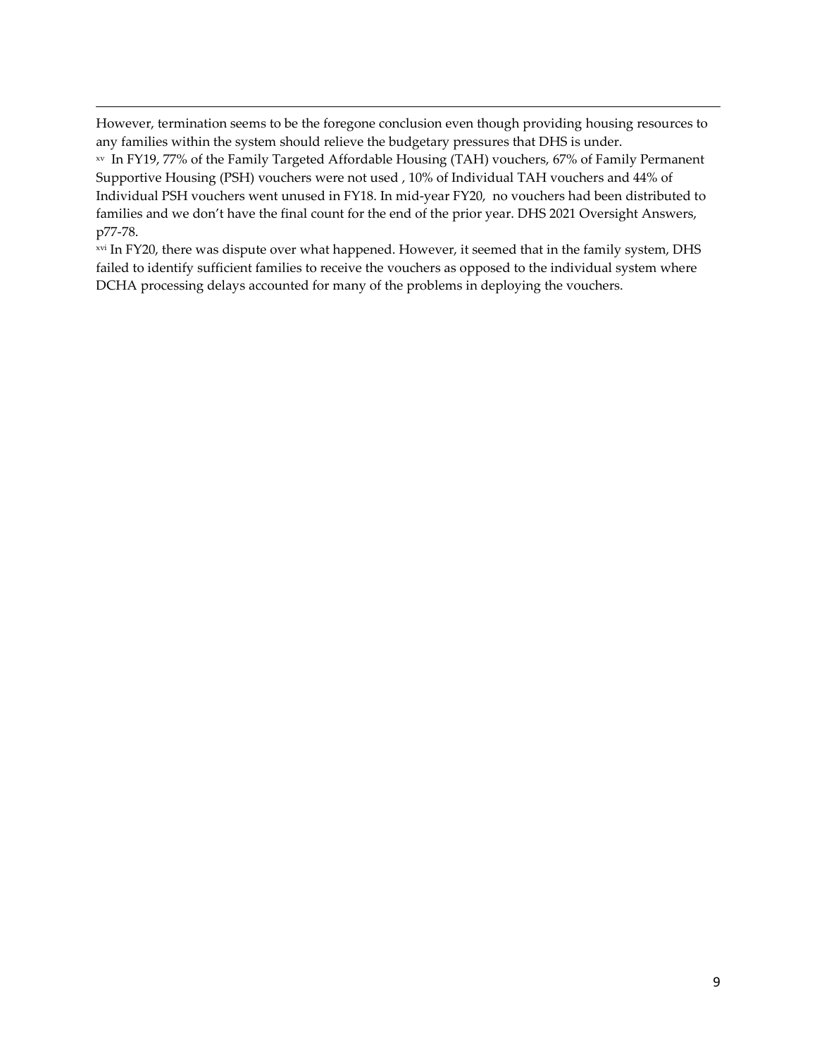However, termination seems to be the foregone conclusion even though providing housing resources to any families within the system should relieve the budgetary pressures that DHS is under.

[xv] In FY19, 77% of the Family Targeted Affordable Housing (TAH) vouchers, 67% of Family Permanent Supportive Housing (PSH) vouchers were not used , 10% of Individual TAH vouchers and 44% of Individual PSH vouchers went unused in FY18. In mid-year FY20, no vouchers had been distributed to families and we don't have the final count for the end of the prior year. DHS 2021 Oversight Answers, p77-78.

[xvi] In FY20, there was dispute over what happened. However, it seemed that in the family system, DHS failed to identify sufficient families to receive the vouchers as opposed to the individual system where DCHA processing delays accounted for many of the problems in deploying the vouchers.